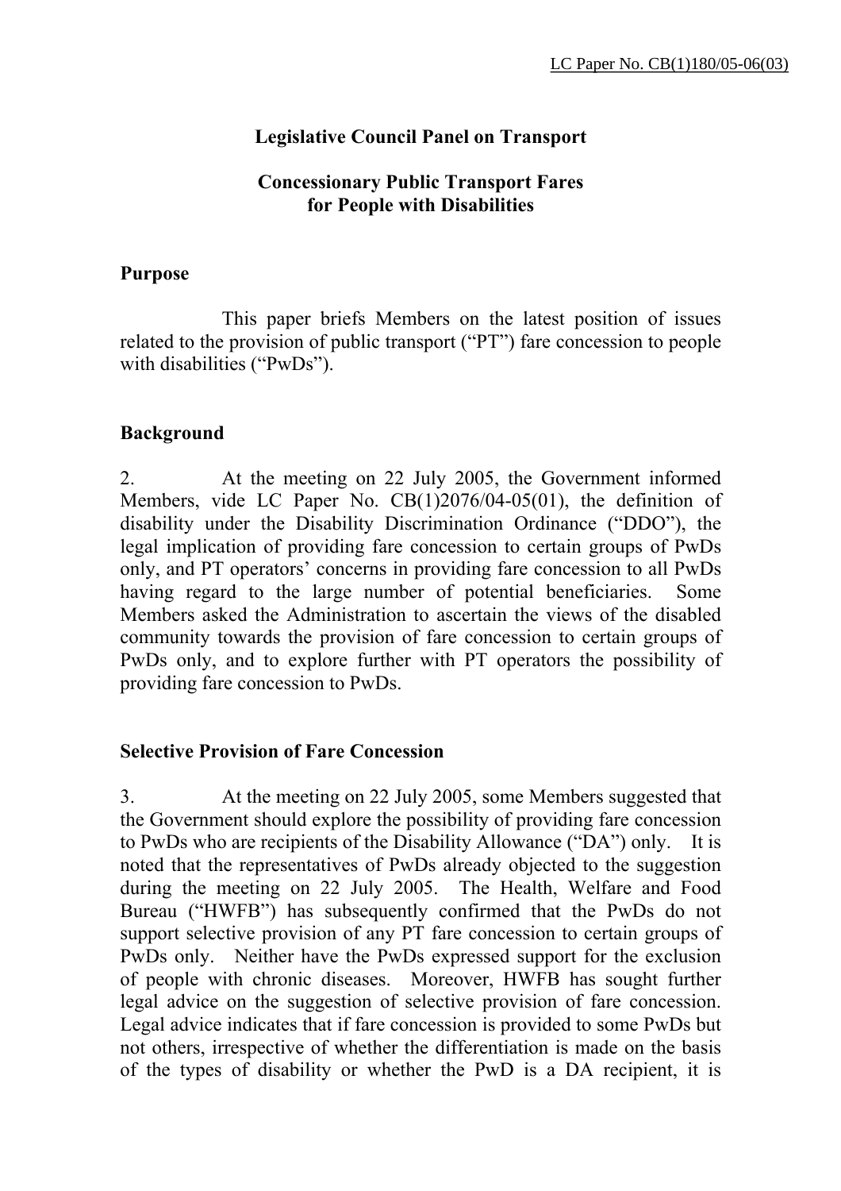LC Paper No. CB(1)180/05-06(03)

**Legislative Council Panel on Transport**

**Concessionary Public Transport Fares for People with Disabilities**

## Purpose

This paper briefs Members on the latest position of issues related to the provision of public transport ("PT") fare concession to people with disabilities ("PwDs").

## Background

2. At the meeting on 22 July 2005, the Government informed Members, vide LC Paper No. CB(1)2076/04-05(01), the definition of disability under the Disability Discrimination Ordinance ("DDO"), the legal implication of providing fare concession to certain groups of PwDs only, and PT operators' concerns in providing fare concession to all PwDs having regard to the large number of potential beneficiaries. Some Members asked the Administration to ascertain the views of the disabled community towards the provision of fare concession to certain groups of PwDs only, and to explore further with PT operators the possibility of providing fare concession to PwDs.

## Selective Provision of Fare Concession

3. At the meeting on 22 July 2005, some Members suggested that the Government should explore the possibility of providing fare concession to PwDs who are recipients of the Disability Allowance ("DA") only. It is noted that the representatives of PwDs already objected to the suggestion during the meeting on 22 July 2005. The Health, Welfare and Food Bureau ("HWFB") has subsequently confirmed that the PwDs do not support selective provision of any PT fare concession to certain groups of PwDs only. Neither have the PwDs expressed support for the exclusion of people with chronic diseases. Moreover, HWFB has sought further legal advice on the suggestion of selective provision of fare concession. Legal advice indicates that if fare concession is provided to some PwDs but not others, irrespective of whether the differentiation is made on the basis of the types of disability or whether the PwD is a DA recipient, it is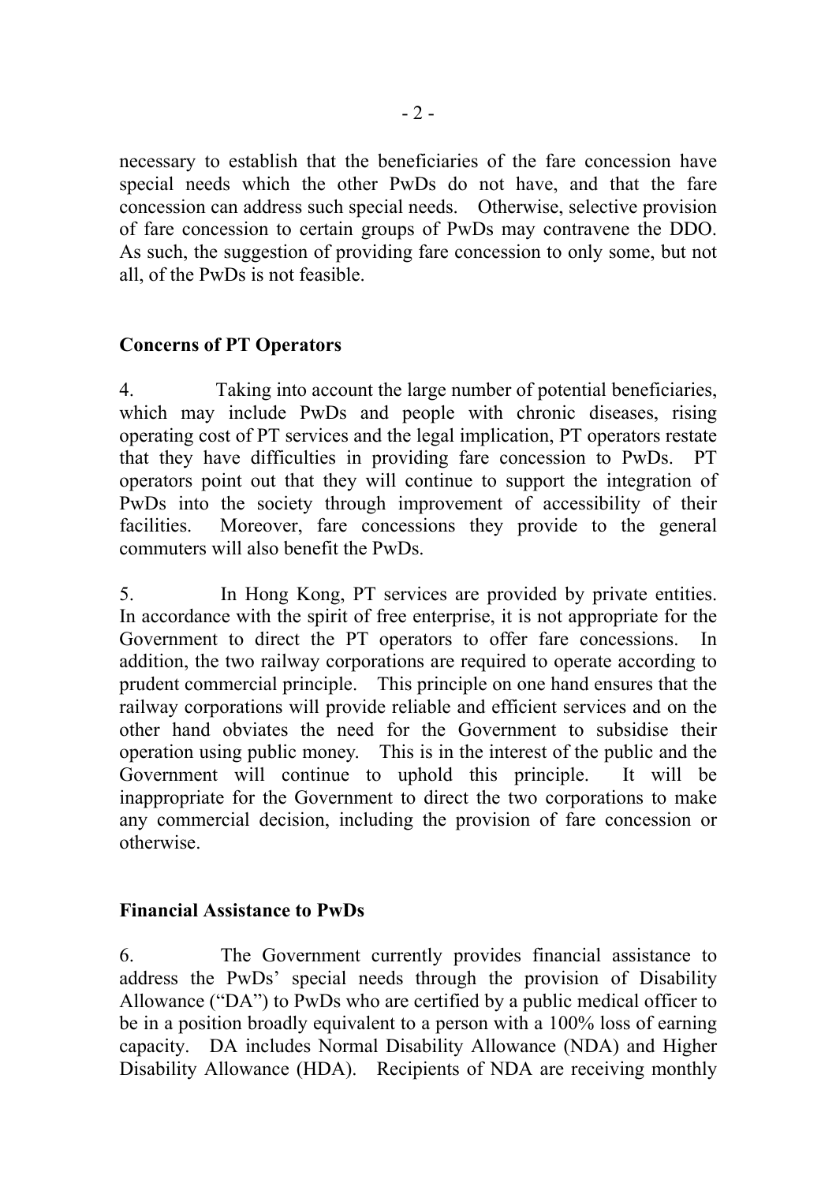necessary to establish that the beneficiaries of the fare concession have special needs which the other PwDs do not have, and that the fare concession can address such special needs. Otherwise, selective provision of fare concession to certain groups of PwDs may contravene the DDO. As such, the suggestion of providing fare concession to only some, but not all, of the PwDs is not feasible.

**Concerns of PT Operators**

4. Taking into account the large number of potential beneficiaries, which may include PwDs and people with chronic diseases, rising operating cost of PT services and the legal implication, PT operators restate that they have difficulties in providing fare concession to PwDs. PT operators point out that they will continue to support the integration of PwDs into the society through improvement of accessibility of their facilities. Moreover, fare concessions they provide to the general commuters will also benefit the PwDs.

5. In Hong Kong, PT services are provided by private entities. In accordance with the spirit of free enterprise, it is not appropriate for the Government to direct the PT operators to offer fare concessions. In addition, the two railway corporations are required to operate according to prudent commercial principle. This principle on one hand ensures that the railway corporations will provide reliable and efficient services and on the other hand obviates the need for the Government to subsidise their operation using public money. This is in the interest of the public and the Government will continue to uphold this principle. It will be inappropriate for the Government to direct the two corporations to make any commercial decision, including the provision of fare concession or otherwise.

**Financial Assistance to PwDs**

6. The Government currently provides financial assistance to address the PwDs' special needs through the provision of Disability Allowance ("DA") to PwDs who are certified by a public medical officer to be in a position broadly equivalent to a person with a 100% loss of earning capacity. DA includes Normal Disability Allowance (NDA) and Higher Disability Allowance (HDA). Recipients of NDA are receiving monthly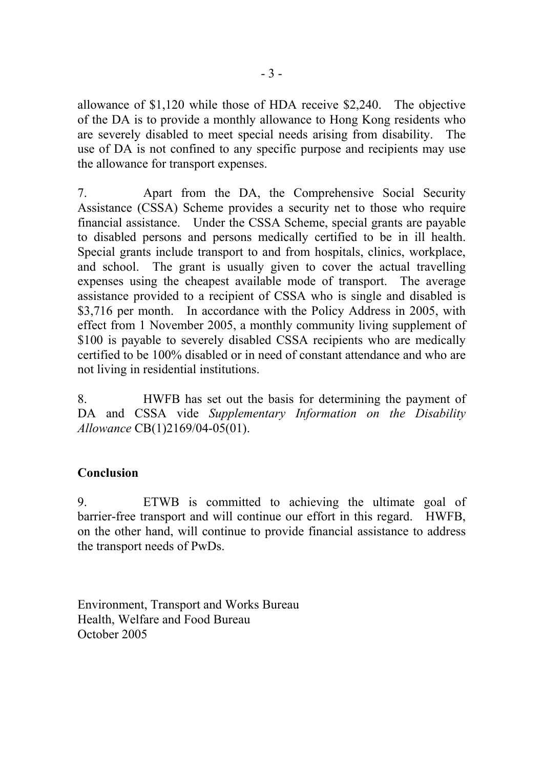allowance of $1,120 while those of HDA receive $2,240. The objective of the DA is to provide a monthly allowance to Hong Kong residents who are severely disabled to meet special needs arising from disability. The use of DA is not confined to any specific purpose and recipients may use the allowance for transport expenses.

7. Apart from the DA, the Comprehensive Social Security Assistance (CSSA) Scheme provides a security net to those who require financial assistance. Under the CSSA Scheme, special grants are payable to disabled persons and persons medically certified to be in ill health. Special grants include transport to and from hospitals, clinics, workplace, and school. The grant is usually given to cover the actual travelling expenses using the cheapest available mode of transport. The average assistance provided to a recipient of CSSA who is single and disabled is $3,716 per month. In accordance with the Policy Address in 2005, with effect from 1 November 2005, a monthly community living supplement of $100 is payable to severely disabled CSSA recipients who are medically certified to be 100% disabled or in need of constant attendance and who are not living in residential institutions.

8. HWFB has set out the basis for determining the payment of DA and CSSA vide *Supplementary Information on the Disability Allowance* CB(1)2169/04-05(01).

**Conclusion**

9. ETWB is committed to achieving the ultimate goal of barrier-free transport and will continue our effort in this regard. HWFB, on the other hand, will continue to provide financial assistance to address the transport needs of PwDs.

Environment, Transport and Works Bureau
Health, Welfare and Food Bureau
October 2005